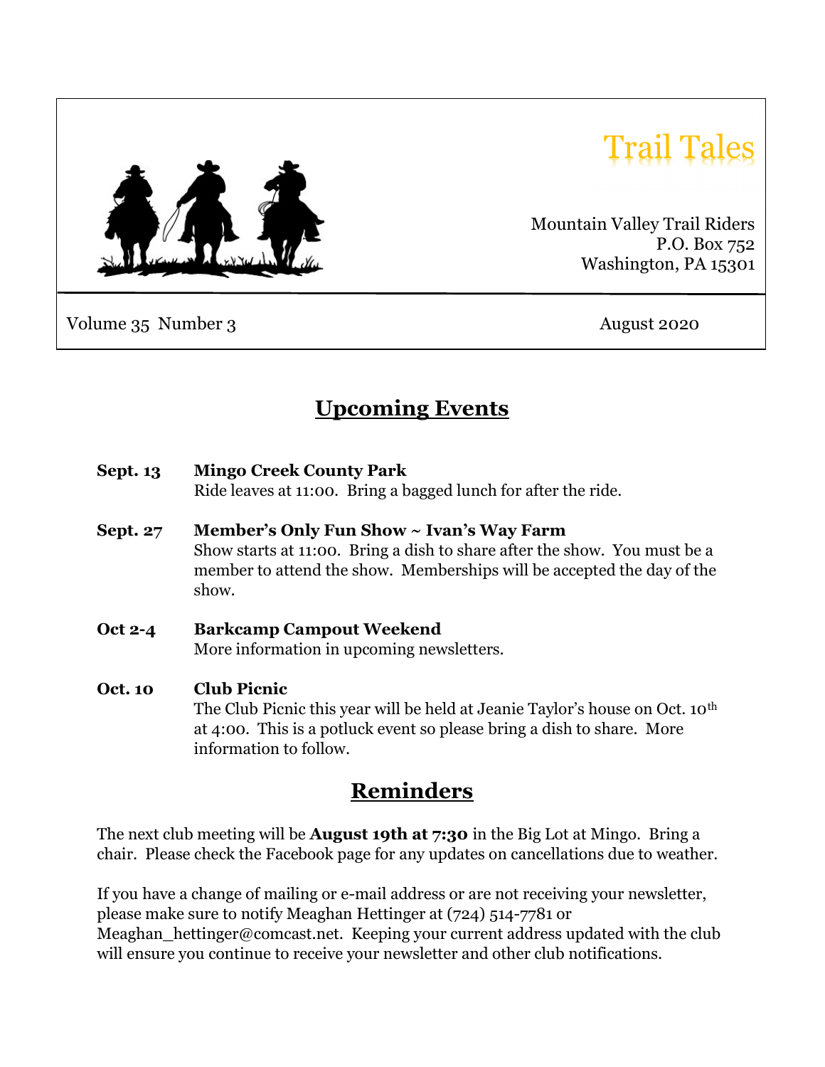# Trail Tales

Mountain Valley Trail Riders
P.O. Box 752
Washington, PA 15301

Volume 35 Number 3

August 2020

## Upcoming Events

**Sept. 13** **Mingo Creek County Park**
Ride leaves at 11:00. Bring a bagged lunch for after the ride.

**Sept. 27** **Member's Only Fun Show ~ Ivan's Way Farm**
Show starts at 11:00. Bring a dish to share after the show. You must be a member to attend the show. Memberships will be accepted the day of the show.

**Oct 2-4** **Barkcamp Campout Weekend**
More information in upcoming newsletters.

**Oct. 10** **Club Picnic**
The Club Picnic this year will be held at Jeanie Taylor's house on Oct. 10th at 4:00. This is a potluck event so please bring a dish to share. More information to follow.

## Reminders

The next club meeting will be **August 19th at 7:30** in the Big Lot at Mingo. Bring a chair. Please check the Facebook page for any updates on cancellations due to weather.

If you have a change of mailing or e-mail address or are not receiving your newsletter, please make sure to notify Meaghan Hettinger at (724) 514-7781 or Meaghan_hettinger@comcast.net. Keeping your current address updated with the club will ensure you continue to receive your newsletter and other club notifications.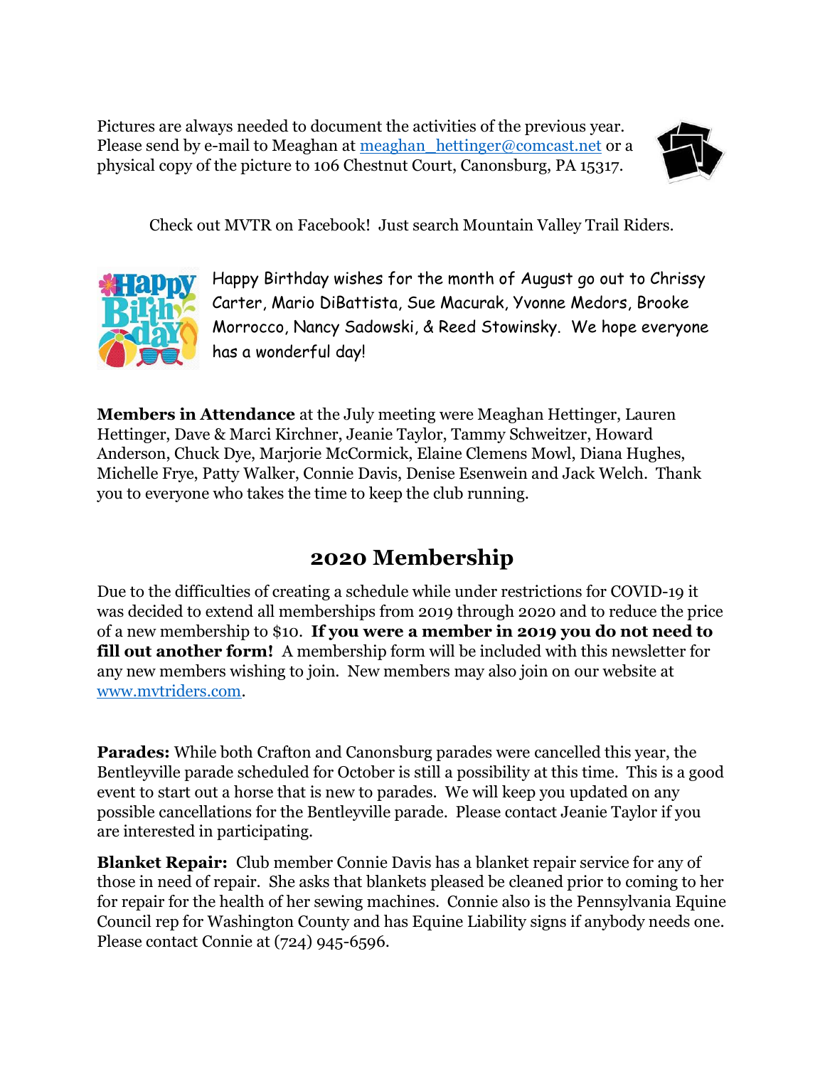Pictures are always needed to document the activities of the previous year. Please send by e-mail to Meaghan at meaghan_hettinger@comcast.net or a physical copy of the picture to 106 Chestnut Court, Canonsburg, PA 15317.

Check out MVTR on Facebook! Just search Mountain Valley Trail Riders.

Happy Birthday wishes for the month of August go out to Chrissy Carter, Mario DiBattista, Sue Macurak, Yvonne Medors, Brooke Morrocco, Nancy Sadowski, & Reed Stowinsky. We hope everyone has a wonderful day!

**Members in Attendance** at the July meeting were Meaghan Hettinger, Lauren Hettinger, Dave & Marci Kirchner, Jeanie Taylor, Tammy Schweitzer, Howard Anderson, Chuck Dye, Marjorie McCormick, Elaine Clemens Mowl, Diana Hughes, Michelle Frye, Patty Walker, Connie Davis, Denise Esenwein and Jack Welch. Thank you to everyone who takes the time to keep the club running.

## 2020 Membership

Due to the difficulties of creating a schedule while under restrictions for COVID-19 it was decided to extend all memberships from 2019 through 2020 and to reduce the price of a new membership to $10. **If you were a member in 2019 you do not need to fill out another form!** A membership form will be included with this newsletter for any new members wishing to join. New members may also join on our website at www.mvtriders.com.

**Parades:** While both Crafton and Canonsburg parades were cancelled this year, the Bentleyville parade scheduled for October is still a possibility at this time. This is a good event to start out a horse that is new to parades. We will keep you updated on any possible cancellations for the Bentleyville parade. Please contact Jeanie Taylor if you are interested in participating.

**Blanket Repair:** Club member Connie Davis has a blanket repair service for any of those in need of repair. She asks that blankets pleased be cleaned prior to coming to her for repair for the health of her sewing machines. Connie also is the Pennsylvania Equine Council rep for Washington County and has Equine Liability signs if anybody needs one. Please contact Connie at (724) 945-6596.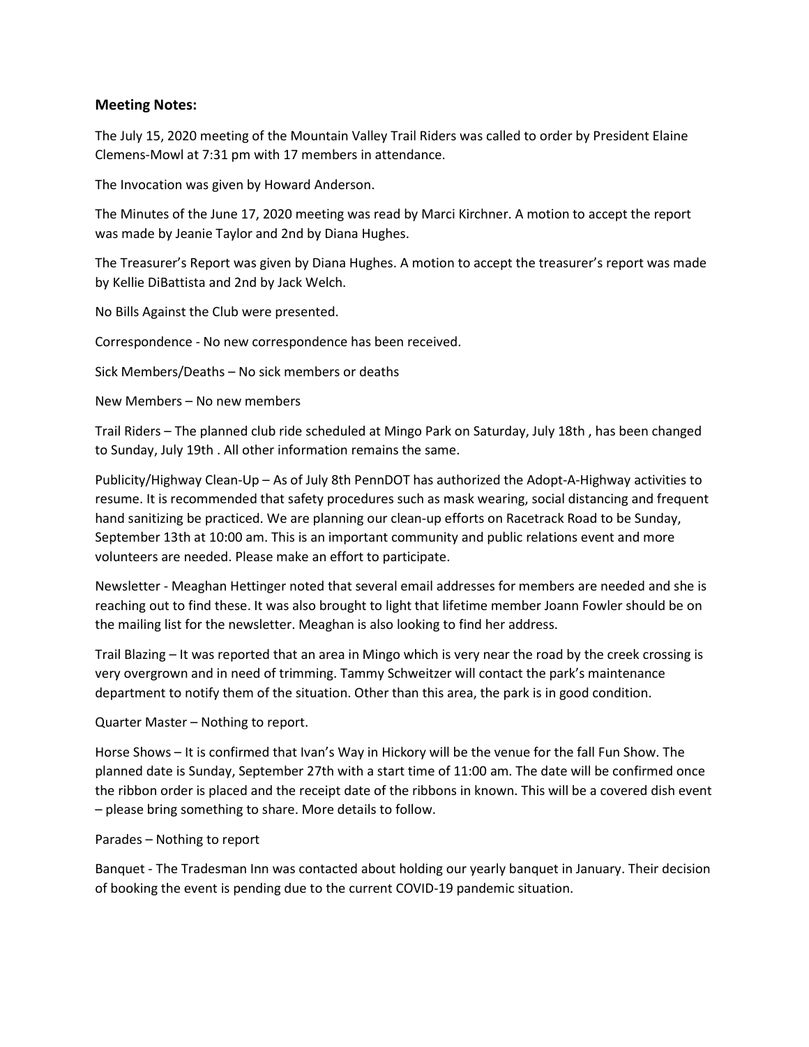### Meeting Notes:

The July 15, 2020 meeting of the Mountain Valley Trail Riders was called to order by President Elaine Clemens-Mowl at 7:31 pm with 17 members in attendance.

The Invocation was given by Howard Anderson.

The Minutes of the June 17, 2020 meeting was read by Marci Kirchner. A motion to accept the report was made by Jeanie Taylor and 2nd by Diana Hughes.

The Treasurer's Report was given by Diana Hughes. A motion to accept the treasurer's report was made by Kellie DiBattista and 2nd by Jack Welch.

No Bills Against the Club were presented.

Correspondence - No new correspondence has been received.

Sick Members/Deaths – No sick members or deaths

New Members – No new members

Trail Riders – The planned club ride scheduled at Mingo Park on Saturday, July 18th , has been changed to Sunday, July 19th . All other information remains the same.

Publicity/Highway Clean-Up – As of July 8th PennDOT has authorized the Adopt-A-Highway activities to resume. It is recommended that safety procedures such as mask wearing, social distancing and frequent hand sanitizing be practiced. We are planning our clean-up efforts on Racetrack Road to be Sunday, September 13th at 10:00 am. This is an important community and public relations event and more volunteers are needed. Please make an effort to participate.

Newsletter - Meaghan Hettinger noted that several email addresses for members are needed and she is reaching out to find these. It was also brought to light that lifetime member Joann Fowler should be on the mailing list for the newsletter. Meaghan is also looking to find her address.

Trail Blazing – It was reported that an area in Mingo which is very near the road by the creek crossing is very overgrown and in need of trimming. Tammy Schweitzer will contact the park's maintenance department to notify them of the situation. Other than this area, the park is in good condition.

Quarter Master – Nothing to report.

Horse Shows – It is confirmed that Ivan's Way in Hickory will be the venue for the fall Fun Show. The planned date is Sunday, September 27th with a start time of 11:00 am. The date will be confirmed once the ribbon order is placed and the receipt date of the ribbons in known. This will be a covered dish event – please bring something to share. More details to follow.

Parades – Nothing to report

Banquet - The Tradesman Inn was contacted about holding our yearly banquet in January. Their decision of booking the event is pending due to the current COVID-19 pandemic situation.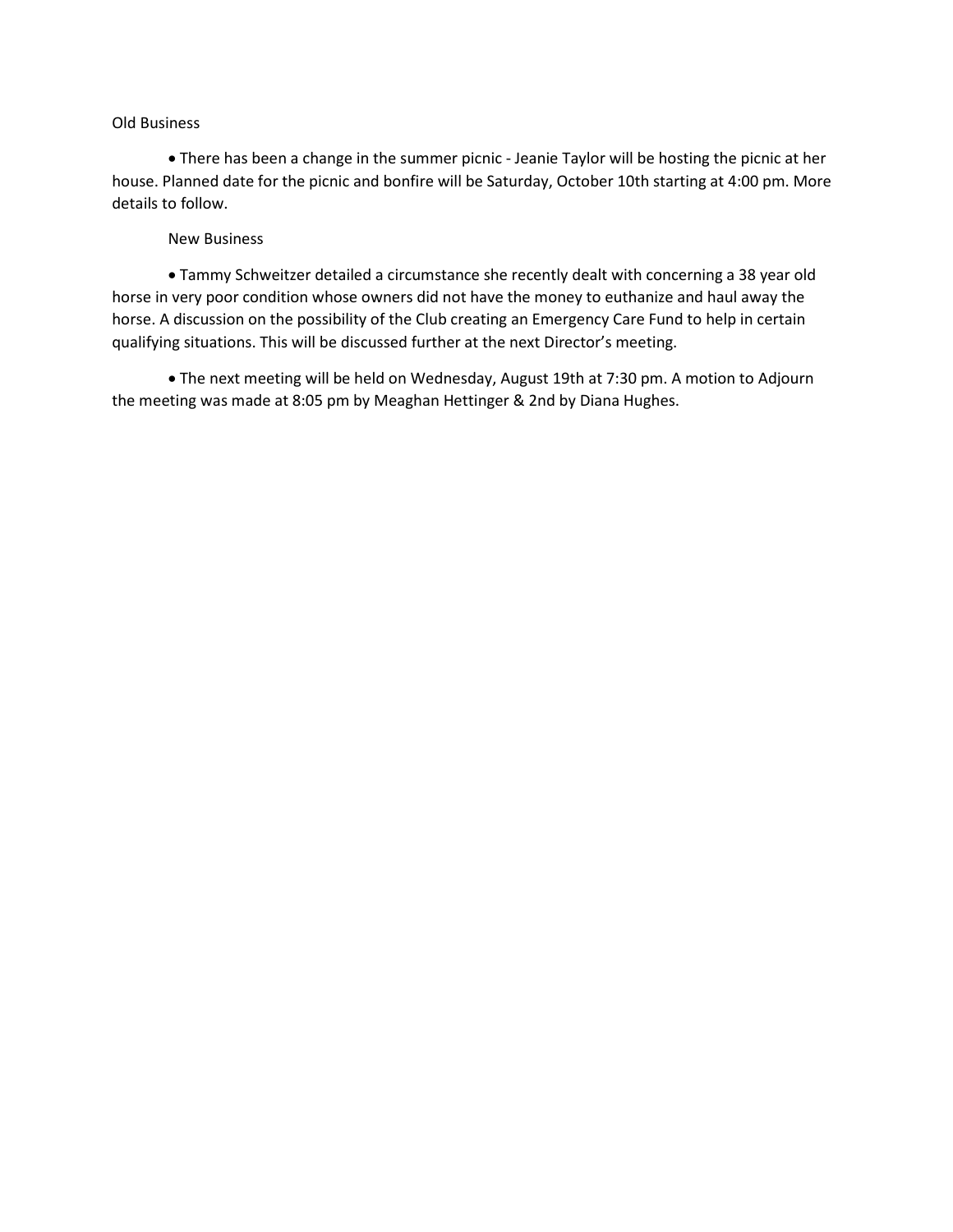Old Business

- There has been a change in the summer picnic - Jeanie Taylor will be hosting the picnic at her house. Planned date for the picnic and bonfire will be Saturday, October 10th starting at 4:00 pm. More details to follow.

New Business

- Tammy Schweitzer detailed a circumstance she recently dealt with concerning a 38 year old horse in very poor condition whose owners did not have the money to euthanize and haul away the horse. A discussion on the possibility of the Club creating an Emergency Care Fund to help in certain qualifying situations. This will be discussed further at the next Director's meeting.

- The next meeting will be held on Wednesday, August 19th at 7:30 pm. A motion to Adjourn the meeting was made at 8:05 pm by Meaghan Hettinger & 2nd by Diana Hughes.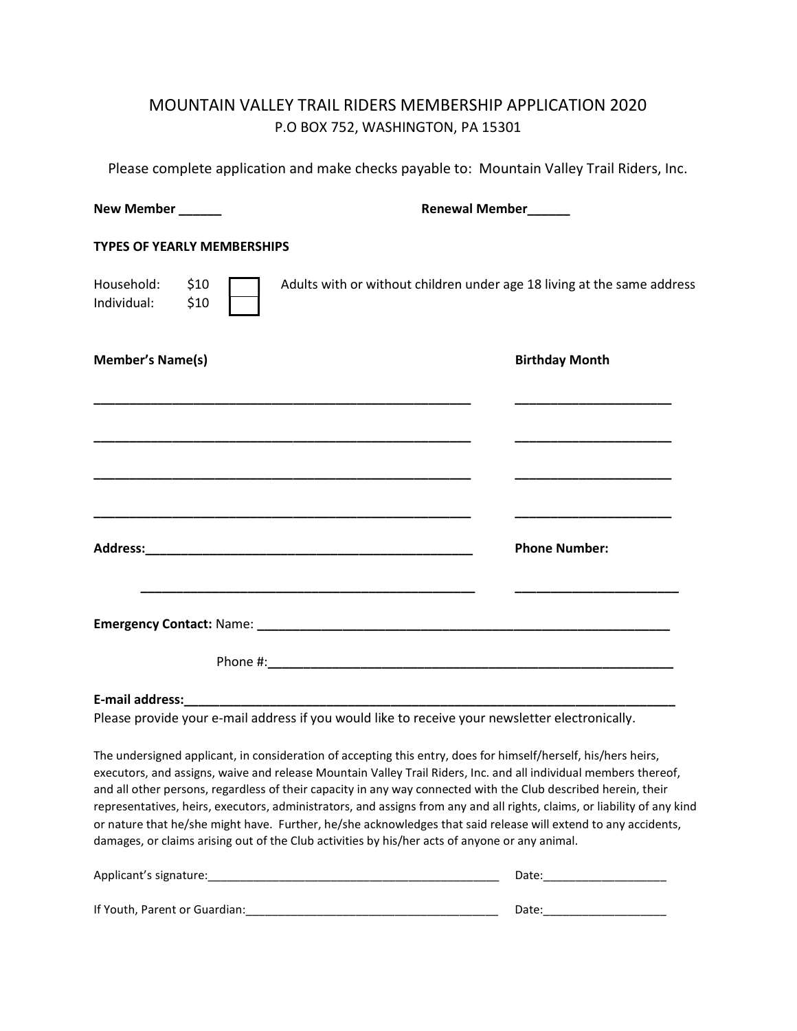# MOUNTAIN VALLEY TRAIL RIDERS MEMBERSHIP APPLICATION 2020

P.O BOX 752, WASHINGTON, PA 15301

Please complete application and make checks payable to: Mountain Valley Trail Riders, Inc.

**New Member ______** **Renewal Member______**

**TYPES OF YEARLY MEMBERSHIPS**

Household: $10 ☐ Adults with or without children under age 18 living at the same address
Individual: $10 ☐

**Member's Name(s)** **Birthday Month**

_____________________________________________________ ______________________

_____________________________________________________ ______________________

_____________________________________________________ ______________________

_____________________________________________________ ______________________

**Address:_______________________________________________** **Phone Number:**

_______________________________________________ ______________________

**Emergency Contact:** Name: **____________________________________________________________**

Phone #:**__________________________________________________________**

**E-mail address:_______________________________________________________________________**
Please provide your e-mail address if you would like to receive your newsletter electronically.

The undersigned applicant, in consideration of accepting this entry, does for himself/herself, his/hers heirs, executors, and assigns, waive and release Mountain Valley Trail Riders, Inc. and all individual members thereof, and all other persons, regardless of their capacity in any way connected with the Club described herein, their representatives, heirs, executors, administrators, and assigns from any and all rights, claims, or liability of any kind or nature that he/she might have. Further, he/she acknowledges that said release will extend to any accidents, damages, or claims arising out of the Club activities by his/her acts of anyone or any animal.

Applicant's signature:______________________________________________ Date:___________________

If Youth, Parent or Guardian:_______________________________________ Date:___________________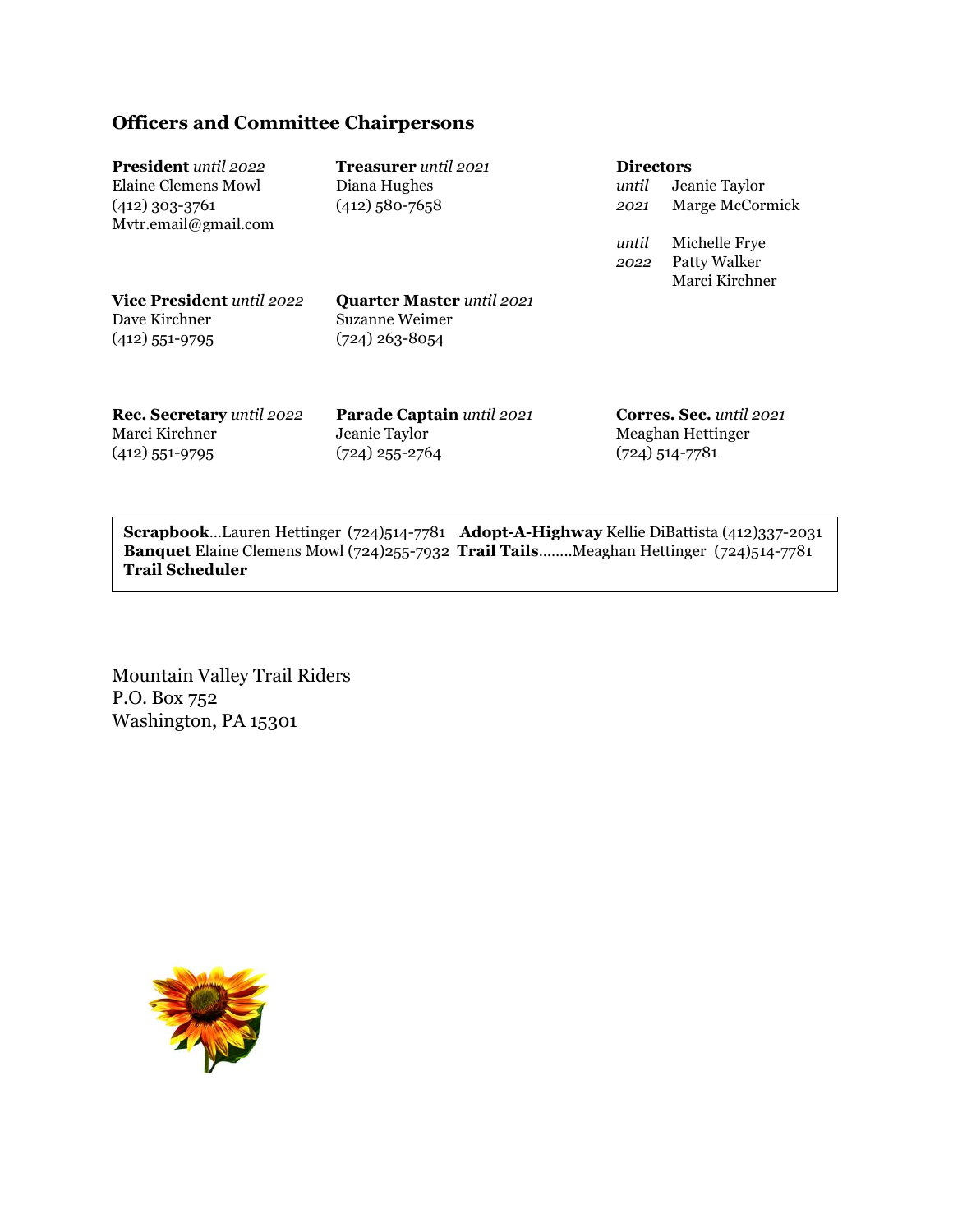### Officers and Committee Chairpersons

**President** *until 2022*
Elaine Clemens Mowl
(412) 303-3761
Mvtr.email@gmail.com

**Treasurer** *until 2021*
Diana Hughes
(412) 580-7658

**Directors**
*until 2021* Jeanie Taylor
Marge McCormick

*until 2022* Michelle Frye
Patty Walker
Marci Kirchner

**Vice President** *until 2022*
Dave Kirchner
(412) 551-9795

**Quarter Master** *until 2021*
Suzanne Weimer
(724) 263-8054

**Rec. Secretary** *until 2022*
Marci Kirchner
(412) 551-9795

**Parade Captain** *until 2021*
Jeanie Taylor
(724) 255-2764

**Corres. Sec.** *until 2021*
Meaghan Hettinger
(724) 514-7781

**Scrapbook**...Lauren Hettinger (724)514-7781 **Adopt-A-Highway** Kellie DiBattista (412)337-2031
**Banquet** Elaine Clemens Mowl (724)255-7932 **Trail Tails**........Meaghan Hettinger (724)514-7781
**Trail Scheduler**

Mountain Valley Trail Riders
P.O. Box 752
Washington, PA 15301